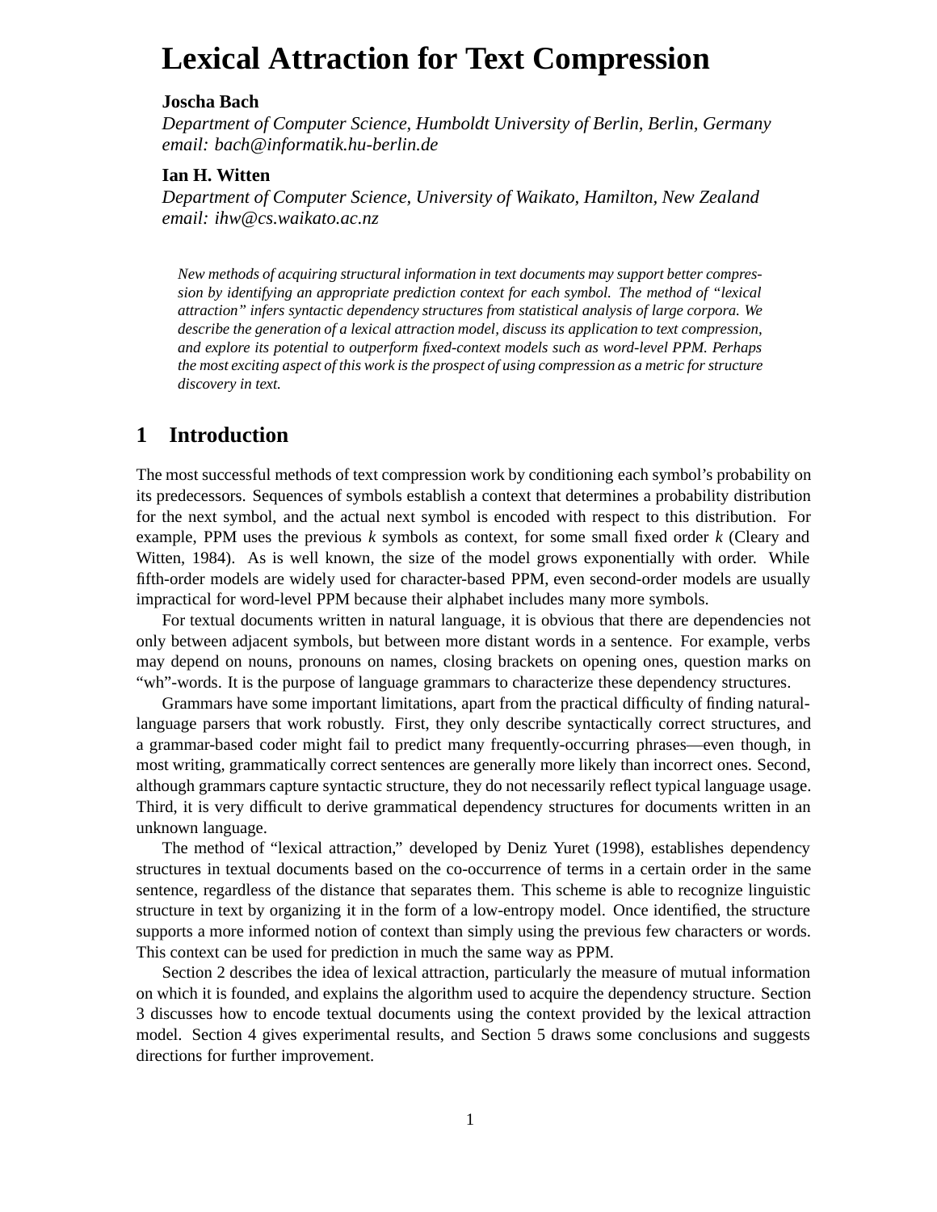# Lexical Attraction for Text Compression

**Joscha Bach**

*Department of Computer Science, Humboldt University of Berlin, Berlin, Germany*
*email: bach@informatik.hu-berlin.de*

**Ian H. Witten**

*Department of Computer Science, University of Waikato, Hamilton, New Zealand*
*email: ihw@cs.waikato.ac.nz*

*New methods of acquiring structural information in text documents may support better compression by identifying an appropriate prediction context for each symbol. The method of "lexical attraction" infers syntactic dependency structures from statistical analysis of large corpora. We describe the generation of a lexical attraction model, discuss its application to text compression, and explore its potential to outperform fixed-context models such as word-level PPM. Perhaps the most exciting aspect of this work is the prospect of using compression as a metric for structure discovery in text.*

## 1 Introduction

The most successful methods of text compression work by conditioning each symbol's probability on its predecessors. Sequences of symbols establish a context that determines a probability distribution for the next symbol, and the actual next symbol is encoded with respect to this distribution. For example, PPM uses the previous $k$ symbols as context, for some small fixed order $k$ (Cleary and Witten, 1984). As is well known, the size of the model grows exponentially with order. While fifth-order models are widely used for character-based PPM, even second-order models are usually impractical for word-level PPM because their alphabet includes many more symbols.

For textual documents written in natural language, it is obvious that there are dependencies not only between adjacent symbols, but between more distant words in a sentence. For example, verbs may depend on nouns, pronouns on names, closing brackets on opening ones, question marks on "wh"-words. It is the purpose of language grammars to characterize these dependency structures.

Grammars have some important limitations, apart from the practical difficulty of finding natural-language parsers that work robustly. First, they only describe syntactically correct structures, and a grammar-based coder might fail to predict many frequently-occurring phrases—even though, in most writing, grammatically correct sentences are generally more likely than incorrect ones. Second, although grammars capture syntactic structure, they do not necessarily reflect typical language usage. Third, it is very difficult to derive grammatical dependency structures for documents written in an unknown language.

The method of "lexical attraction," developed by Deniz Yuret (1998), establishes dependency structures in textual documents based on the co-occurrence of terms in a certain order in the same sentence, regardless of the distance that separates them. This scheme is able to recognize linguistic structure in text by organizing it in the form of a low-entropy model. Once identified, the structure supports a more informed notion of context than simply using the previous few characters or words. This context can be used for prediction in much the same way as PPM.

Section 2 describes the idea of lexical attraction, particularly the measure of mutual information on which it is founded, and explains the algorithm used to acquire the dependency structure. Section 3 discusses how to encode textual documents using the context provided by the lexical attraction model. Section 4 gives experimental results, and Section 5 draws some conclusions and suggests directions for further improvement.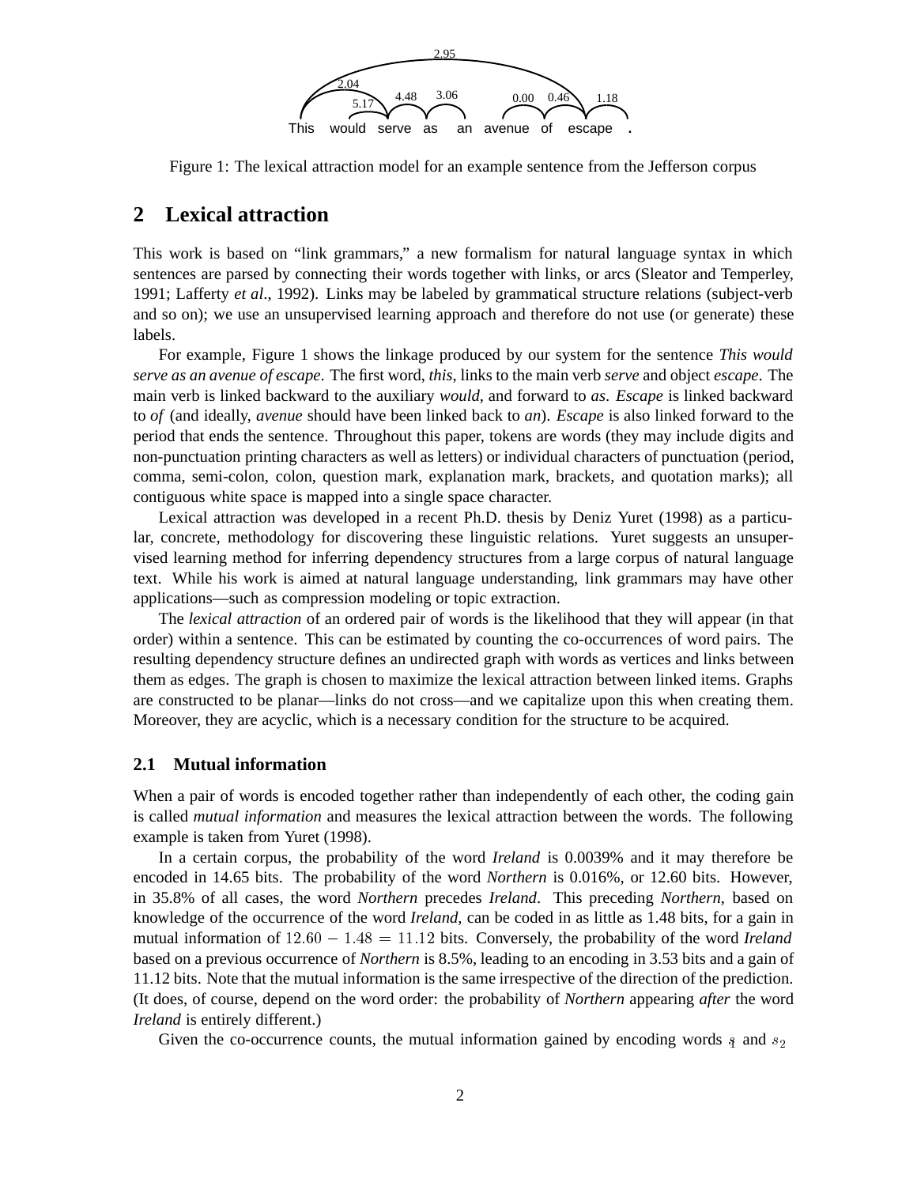Figure 1: The lexical attraction model for an example sentence from the Jefferson corpus

## 2 Lexical attraction

This work is based on "link grammars," a new formalism for natural language syntax in which sentences are parsed by connecting their words together with links, or arcs (Sleator and Temperley, 1991; Lafferty *et al*., 1992). Links may be labeled by grammatical structure relations (subject-verb and so on); we use an unsupervised learning approach and therefore do not use (or generate) these labels.

For example, Figure 1 shows the linkage produced by our system for the sentence *This would serve as an avenue of escape*. The first word, *this*, links to the main verb *serve* and object *escape*. The main verb is linked backward to the auxiliary *would*, and forward to *as*. *Escape* is linked backward to *of* (and ideally, *avenue* should have been linked back to *an*). *Escape* is also linked forward to the period that ends the sentence. Throughout this paper, tokens are words (they may include digits and non-punctuation printing characters as well as letters) or individual characters of punctuation (period, comma, semi-colon, colon, question mark, explanation mark, brackets, and quotation marks); all contiguous white space is mapped into a single space character.

Lexical attraction was developed in a recent Ph.D. thesis by Deniz Yuret (1998) as a particular, concrete, methodology for discovering these linguistic relations. Yuret suggests an unsupervised learning method for inferring dependency structures from a large corpus of natural language text. While his work is aimed at natural language understanding, link grammars may have other applications—such as compression modeling or topic extraction.

The *lexical attraction* of an ordered pair of words is the likelihood that they will appear (in that order) within a sentence. This can be estimated by counting the co-occurrences of word pairs. The resulting dependency structure defines an undirected graph with words as vertices and links between them as edges. The graph is chosen to maximize the lexical attraction between linked items. Graphs are constructed to be planar—links do not cross—and we capitalize upon this when creating them. Moreover, they are acyclic, which is a necessary condition for the structure to be acquired.

### 2.1 Mutual information

When a pair of words is encoded together rather than independently of each other, the coding gain is called *mutual information* and measures the lexical attraction between the words. The following example is taken from Yuret (1998).

In a certain corpus, the probability of the word *Ireland* is 0.0039% and it may therefore be encoded in 14.65 bits. The probability of the word *Northern* is 0.016%, or 12.60 bits. However, in 35.8% of all cases, the word *Northern* precedes *Ireland*. This preceding *Northern*, based on knowledge of the occurrence of the word *Ireland,* can be coded in as little as 1.48 bits, for a gain in mutual information of $12.60 - 1.48 = 11.12$ bits. Conversely, the probability of the word *Ireland* based on a previous occurrence of *Northern* is 8.5%, leading to an encoding in 3.53 bits and a gain of 11.12 bits. Note that the mutual information is the same irrespective of the direction of the prediction. (It does, of course, depend on the word order: the probability of *Northern* appearing *after* the word *Ireland* is entirely different.)

Given the co-occurrence counts, the mutual information gained by encoding words $s_1$ and $s_2$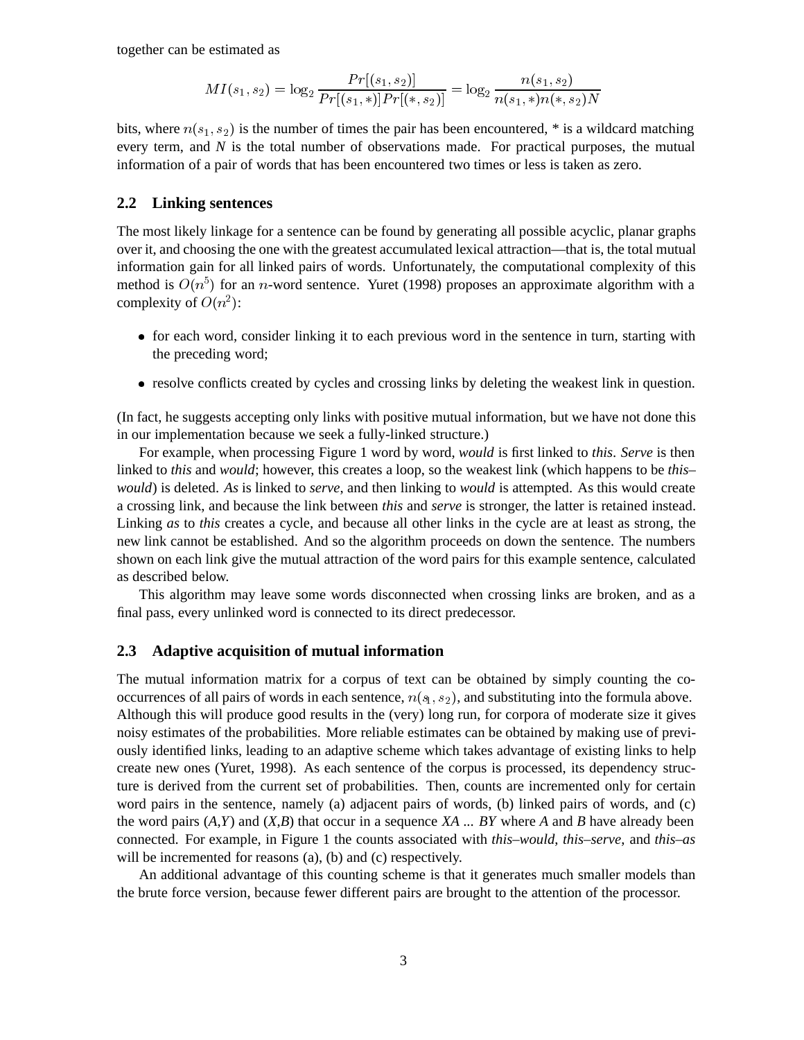together can be estimated as

$$MI(s_1, s_2) = \log_2 \frac{Pr[(s_1, s_2)]}{Pr[(s_1, *)]Pr[(*, s_2)]} = \log_2 \frac{n(s_1, s_2)}{n(s_1, *)n(*, s_2)N}$$

bits, where $n(s_1, s_2)$ is the number of times the pair has been encountered, * is a wildcard matching every term, and *N* is the total number of observations made. For practical purposes, the mutual information of a pair of words that has been encountered two times or less is taken as zero.

## 2.2 Linking sentences

The most likely linkage for a sentence can be found by generating all possible acyclic, planar graphs over it, and choosing the one with the greatest accumulated lexical attraction—that is, the total mutual information gain for all linked pairs of words. Unfortunately, the computational complexity of this method is $O(n^5)$ for an $n$-word sentence. Yuret (1998) proposes an approximate algorithm with a complexity of $O(n^2)$:

- for each word, consider linking it to each previous word in the sentence in turn, starting with the preceding word;
- resolve conflicts created by cycles and crossing links by deleting the weakest link in question.

(In fact, he suggests accepting only links with positive mutual information, but we have not done this in our implementation because we seek a fully-linked structure.)

For example, when processing Figure 1 word by word, *would* is first linked to *this*. *Serve* is then linked to *this* and *would*; however, this creates a loop, so the weakest link (which happens to be *this*–*would*) is deleted. *As* is linked to *serve*, and then linking to *would* is attempted. As this would create a crossing link, and because the link between *this* and *serve* is stronger, the latter is retained instead. Linking *as* to *this* creates a cycle, and because all other links in the cycle are at least as strong, the new link cannot be established. And so the algorithm proceeds on down the sentence. The numbers shown on each link give the mutual attraction of the word pairs for this example sentence, calculated as described below.

This algorithm may leave some words disconnected when crossing links are broken, and as a final pass, every unlinked word is connected to its direct predecessor.

## 2.3 Adaptive acquisition of mutual information

The mutual information matrix for a corpus of text can be obtained by simply counting the co-occurrences of all pairs of words in each sentence, $n(s_1, s_2)$, and substituting into the formula above. Although this will produce good results in the (very) long run, for corpora of moderate size it gives noisy estimates of the probabilities. More reliable estimates can be obtained by making use of previously identified links, leading to an adaptive scheme which takes advantage of existing links to help create new ones (Yuret, 1998). As each sentence of the corpus is processed, its dependency structure is derived from the current set of probabilities. Then, counts are incremented only for certain word pairs in the sentence, namely (a) adjacent pairs of words, (b) linked pairs of words, and (c) the word pairs (*A*,*Y*) and (*X*,*B*) that occur in a sequence *XA ... BY* where *A* and *B* have already been connected. For example, in Figure 1 the counts associated with *this*–*would*, *this*–*serve*, and *this*–*as* will be incremented for reasons (a), (b) and (c) respectively.

An additional advantage of this counting scheme is that it generates much smaller models than the brute force version, because fewer different pairs are brought to the attention of the processor.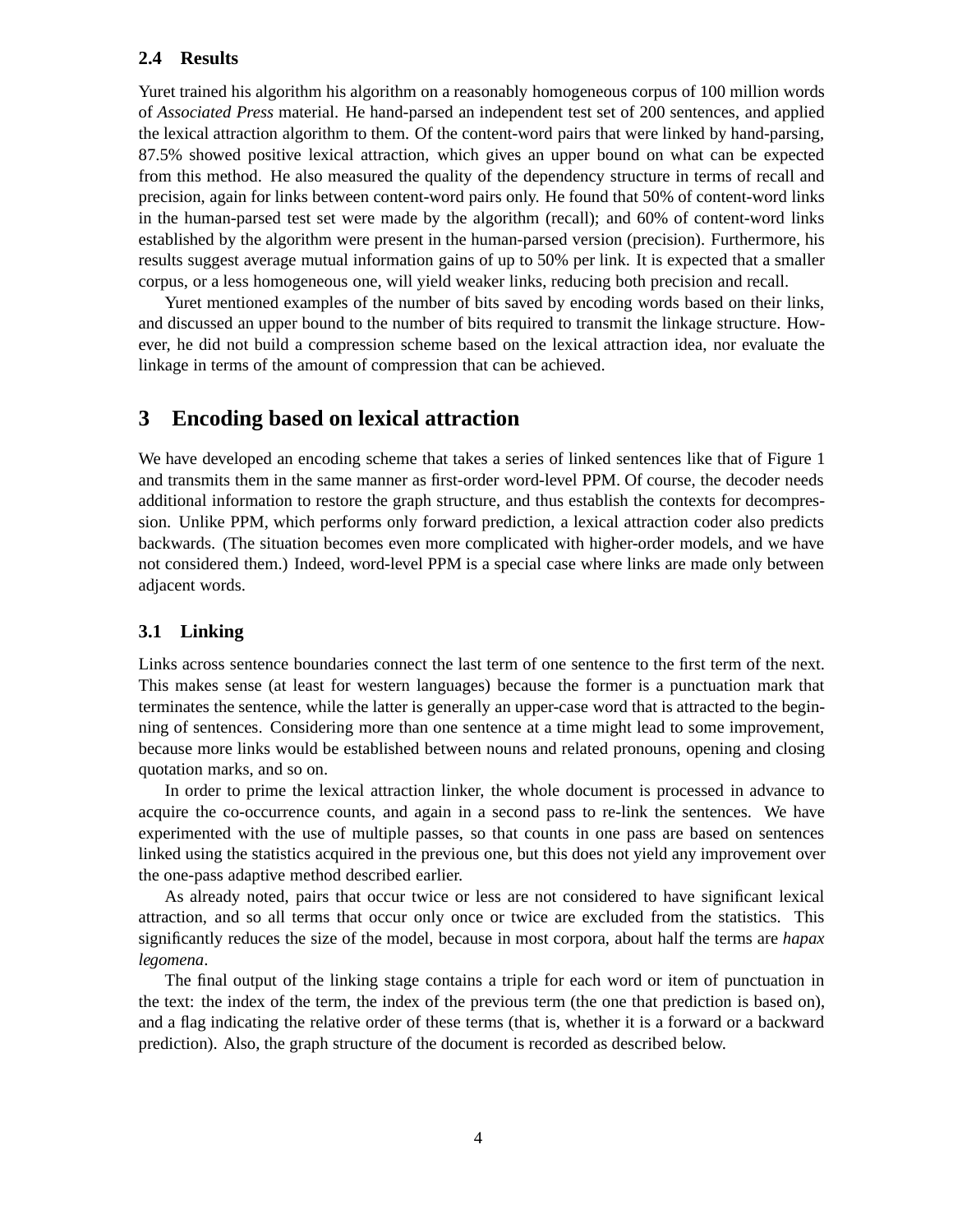### 2.4 Results

Yuret trained his algorithm his algorithm on a reasonably homogeneous corpus of 100 million words of *Associated Press* material. He hand-parsed an independent test set of 200 sentences, and applied the lexical attraction algorithm to them. Of the content-word pairs that were linked by hand-parsing, 87.5% showed positive lexical attraction, which gives an upper bound on what can be expected from this method. He also measured the quality of the dependency structure in terms of recall and precision, again for links between content-word pairs only. He found that 50% of content-word links in the human-parsed test set were made by the algorithm (recall); and 60% of content-word links established by the algorithm were present in the human-parsed version (precision). Furthermore, his results suggest average mutual information gains of up to 50% per link. It is expected that a smaller corpus, or a less homogeneous one, will yield weaker links, reducing both precision and recall.

Yuret mentioned examples of the number of bits saved by encoding words based on their links, and discussed an upper bound to the number of bits required to transmit the linkage structure. However, he did not build a compression scheme based on the lexical attraction idea, nor evaluate the linkage in terms of the amount of compression that can be achieved.

## 3 Encoding based on lexical attraction

We have developed an encoding scheme that takes a series of linked sentences like that of Figure 1 and transmits them in the same manner as first-order word-level PPM. Of course, the decoder needs additional information to restore the graph structure, and thus establish the contexts for decompression. Unlike PPM, which performs only forward prediction, a lexical attraction coder also predicts backwards. (The situation becomes even more complicated with higher-order models, and we have not considered them.) Indeed, word-level PPM is a special case where links are made only between adjacent words.

### 3.1 Linking

Links across sentence boundaries connect the last term of one sentence to the first term of the next. This makes sense (at least for western languages) because the former is a punctuation mark that terminates the sentence, while the latter is generally an upper-case word that is attracted to the beginning of sentences. Considering more than one sentence at a time might lead to some improvement, because more links would be established between nouns and related pronouns, opening and closing quotation marks, and so on.

In order to prime the lexical attraction linker, the whole document is processed in advance to acquire the co-occurrence counts, and again in a second pass to re-link the sentences. We have experimented with the use of multiple passes, so that counts in one pass are based on sentences linked using the statistics acquired in the previous one, but this does not yield any improvement over the one-pass adaptive method described earlier.

As already noted, pairs that occur twice or less are not considered to have significant lexical attraction, and so all terms that occur only once or twice are excluded from the statistics. This significantly reduces the size of the model, because in most corpora, about half the terms are *hapax legomena*.

The final output of the linking stage contains a triple for each word or item of punctuation in the text: the index of the term, the index of the previous term (the one that prediction is based on), and a flag indicating the relative order of these terms (that is, whether it is a forward or a backward prediction). Also, the graph structure of the document is recorded as described below.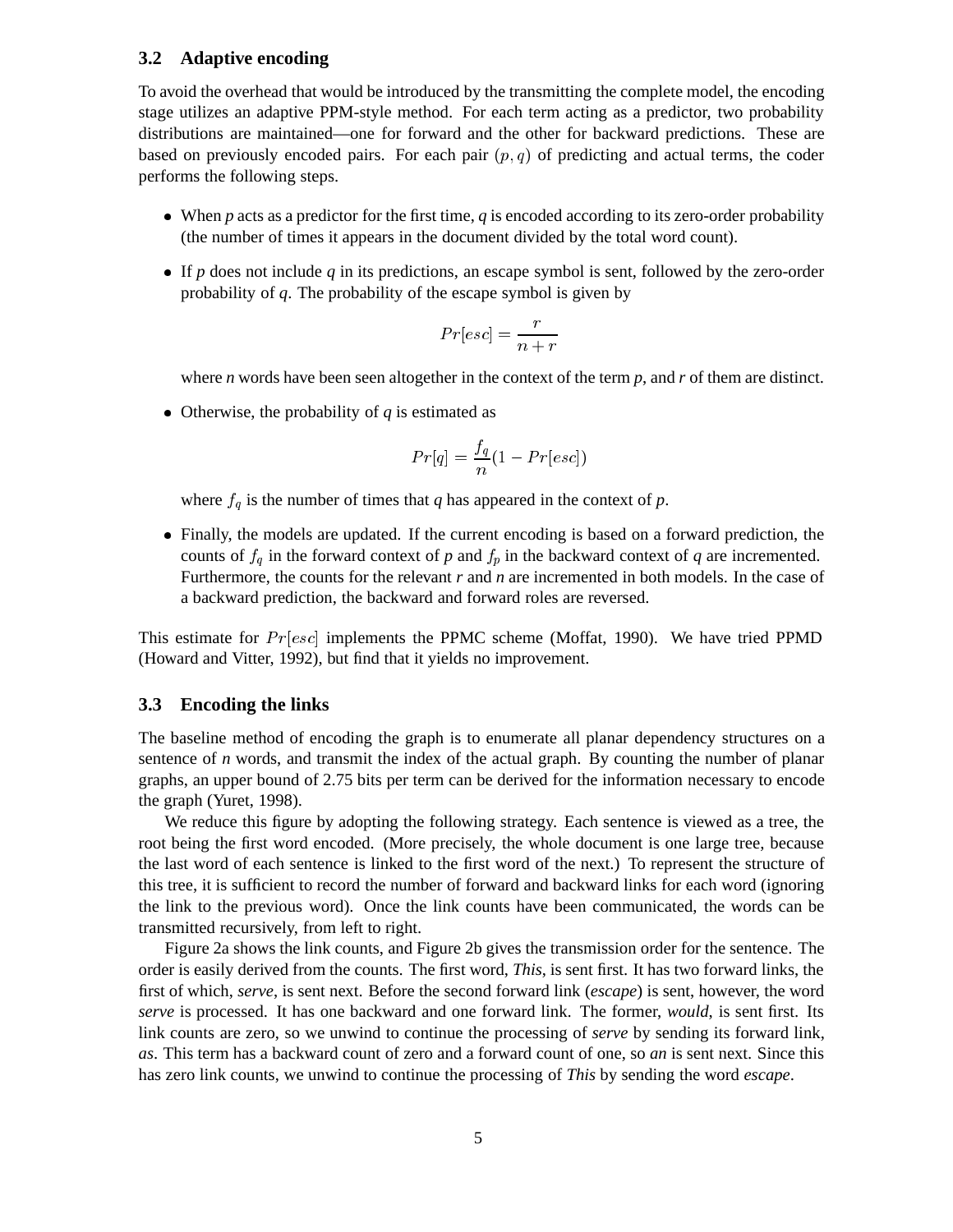### 3.2 Adaptive encoding

To avoid the overhead that would be introduced by the transmitting the complete model, the encoding stage utilizes an adaptive PPM-style method. For each term acting as a predictor, two probability distributions are maintained—one for forward and the other for backward predictions. These are based on previously encoded pairs. For each pair $(p, q)$ of predicting and actual terms, the coder performs the following steps.

- When *p* acts as a predictor for the first time, *q* is encoded according to its zero-order probability (the number of times it appears in the document divided by the total word count).
- If *p* does not include *q* in its predictions, an escape symbol is sent, followed by the zero-order probability of *q*. The probability of the escape symbol is given by

$$Pr[esc] = \frac{r}{n+r}$$

  where *n* words have been seen altogether in the context of the term *p*, and *r* of them are distinct.
- Otherwise, the probability of *q* is estimated as

$$Pr[q] = \frac{f_q}{n}(1 - Pr[esc])$$

  where $f_q$ is the number of times that *q* has appeared in the context of *p*.
- Finally, the models are updated. If the current encoding is based on a forward prediction, the counts of $f_q$ in the forward context of *p* and $f_p$ in the backward context of *q* are incremented. Furthermore, the counts for the relevant *r* and *n* are incremented in both models. In the case of a backward prediction, the backward and forward roles are reversed.

This estimate for $Pr[esc]$ implements the PPMC scheme (Moffat, 1990). We have tried PPMD (Howard and Vitter, 1992), but find that it yields no improvement.

### 3.3 Encoding the links

The baseline method of encoding the graph is to enumerate all planar dependency structures on a sentence of *n* words, and transmit the index of the actual graph. By counting the number of planar graphs, an upper bound of 2.75 bits per term can be derived for the information necessary to encode the graph (Yuret, 1998).

We reduce this figure by adopting the following strategy. Each sentence is viewed as a tree, the root being the first word encoded. (More precisely, the whole document is one large tree, because the last word of each sentence is linked to the first word of the next.) To represent the structure of this tree, it is sufficient to record the number of forward and backward links for each word (ignoring the link to the previous word). Once the link counts have been communicated, the words can be transmitted recursively, from left to right.

Figure 2a shows the link counts, and Figure 2b gives the transmission order for the sentence. The order is easily derived from the counts. The first word, *This*, is sent first. It has two forward links, the first of which, *serve*, is sent next. Before the second forward link (*escape*) is sent, however, the word *serve* is processed. It has one backward and one forward link. The former, *would*, is sent first. Its link counts are zero, so we unwind to continue the processing of *serve* by sending its forward link, *as*. This term has a backward count of zero and a forward count of one, so *an* is sent next. Since this has zero link counts, we unwind to continue the processing of *This* by sending the word *escape*.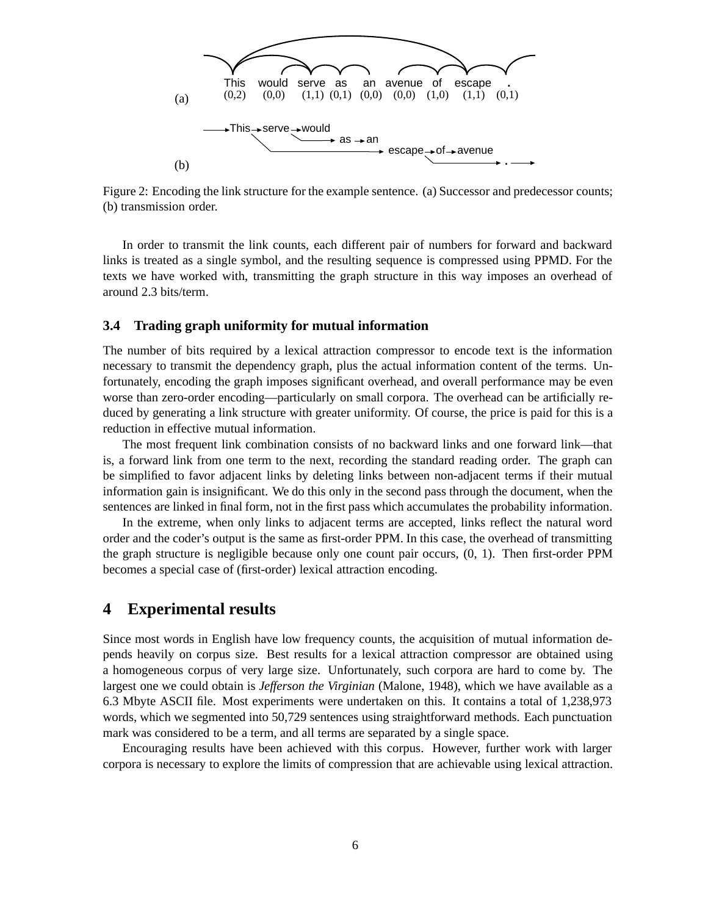(a)

This (0,2) would (0,0) serve (1,1) as (0,1) an (0,0) avenue (0,0) of (1,0) escape (1,1) . (0,1)

(b)

This → serve → would → as → an → escape → of → avenue → .

Figure 2: Encoding the link structure for the example sentence. (a) Successor and predecessor counts; (b) transmission order.

In order to transmit the link counts, each different pair of numbers for forward and backward links is treated as a single symbol, and the resulting sequence is compressed using PPMD. For the texts we have worked with, transmitting the graph structure in this way imposes an overhead of around 2.3 bits/term.

### 3.4 Trading graph uniformity for mutual information

The number of bits required by a lexical attraction compressor to encode text is the information necessary to transmit the dependency graph, plus the actual information content of the terms. Unfortunately, encoding the graph imposes significant overhead, and overall performance may be even worse than zero-order encoding—particularly on small corpora. The overhead can be artificially reduced by generating a link structure with greater uniformity. Of course, the price is paid for this is a reduction in effective mutual information.

The most frequent link combination consists of no backward links and one forward link—that is, a forward link from one term to the next, recording the standard reading order. The graph can be simplified to favor adjacent links by deleting links between non-adjacent terms if their mutual information gain is insignificant. We do this only in the second pass through the document, when the sentences are linked in final form, not in the first pass which accumulates the probability information.

In the extreme, when only links to adjacent terms are accepted, links reflect the natural word order and the coder's output is the same as first-order PPM. In this case, the overhead of transmitting the graph structure is negligible because only one count pair occurs, (0, 1). Then first-order PPM becomes a special case of (first-order) lexical attraction encoding.

## 4 Experimental results

Since most words in English have low frequency counts, the acquisition of mutual information depends heavily on corpus size. Best results for a lexical attraction compressor are obtained using a homogeneous corpus of very large size. Unfortunately, such corpora are hard to come by. The largest one we could obtain is *Jefferson the Virginian* (Malone, 1948), which we have available as a 6.3 Mbyte ASCII file. Most experiments were undertaken on this. It contains a total of 1,238,973 words, which we segmented into 50,729 sentences using straightforward methods. Each punctuation mark was considered to be a term, and all terms are separated by a single space.

Encouraging results have been achieved with this corpus. However, further work with larger corpora is necessary to explore the limits of compression that are achievable using lexical attraction.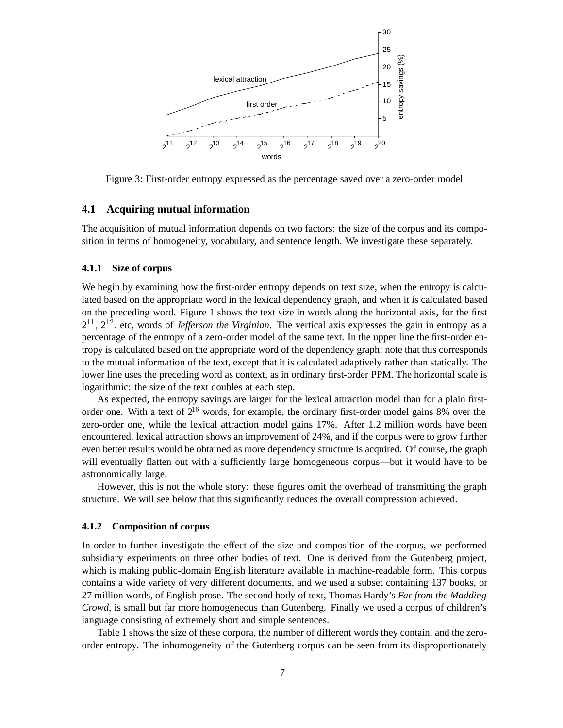Figure 3: First-order entropy expressed as the percentage saved over a zero-order model

### 4.1 Acquiring mutual information

The acquisition of mutual information depends on two factors: the size of the corpus and its composition in terms of homogeneity, vocabulary, and sentence length. We investigate these separately.

#### 4.1.1 Size of corpus

We begin by examining how the first-order entropy depends on text size, when the entropy is calculated based on the appropriate word in the lexical dependency graph, and when it is calculated based on the preceding word. Figure 1 shows the text size in words along the horizontal axis, for the first $2^{11}$, $2^{12}$, etc, words of *Jefferson the Virginian*. The vertical axis expresses the gain in entropy as a percentage of the entropy of a zero-order model of the same text. In the upper line the first-order entropy is calculated based on the appropriate word of the dependency graph; note that this corresponds to the mutual information of the text, except that it is calculated adaptively rather than statically. The lower line uses the preceding word as context, as in ordinary first-order PPM. The horizontal scale is logarithmic: the size of the text doubles at each step.

As expected, the entropy savings are larger for the lexical attraction model than for a plain first-order one. With a text of $2^{16}$ words, for example, the ordinary first-order model gains 8% over the zero-order one, while the lexical attraction model gains 17%. After 1.2 million words have been encountered, lexical attraction shows an improvement of 24%, and if the corpus were to grow further even better results would be obtained as more dependency structure is acquired. Of course, the graph will eventually flatten out with a sufficiently large homogeneous corpus—but it would have to be astronomically large.

However, this is not the whole story: these figures omit the overhead of transmitting the graph structure. We will see below that this significantly reduces the overall compression achieved.

#### 4.1.2 Composition of corpus

In order to further investigate the effect of the size and composition of the corpus, we performed subsidiary experiments on three other bodies of text. One is derived from the Gutenberg project, which is making public-domain English literature available in machine-readable form. This corpus contains a wide variety of very different documents, and we used a subset containing 137 books, or 27 million words, of English prose. The second body of text, Thomas Hardy's *Far from the Madding Crowd*, is small but far more homogeneous than Gutenberg. Finally we used a corpus of children's language consisting of extremely short and simple sentences.

Table 1 shows the size of these corpora, the number of different words they contain, and the zero-order entropy. The inhomogeneity of the Gutenberg corpus can be seen from its disproportionately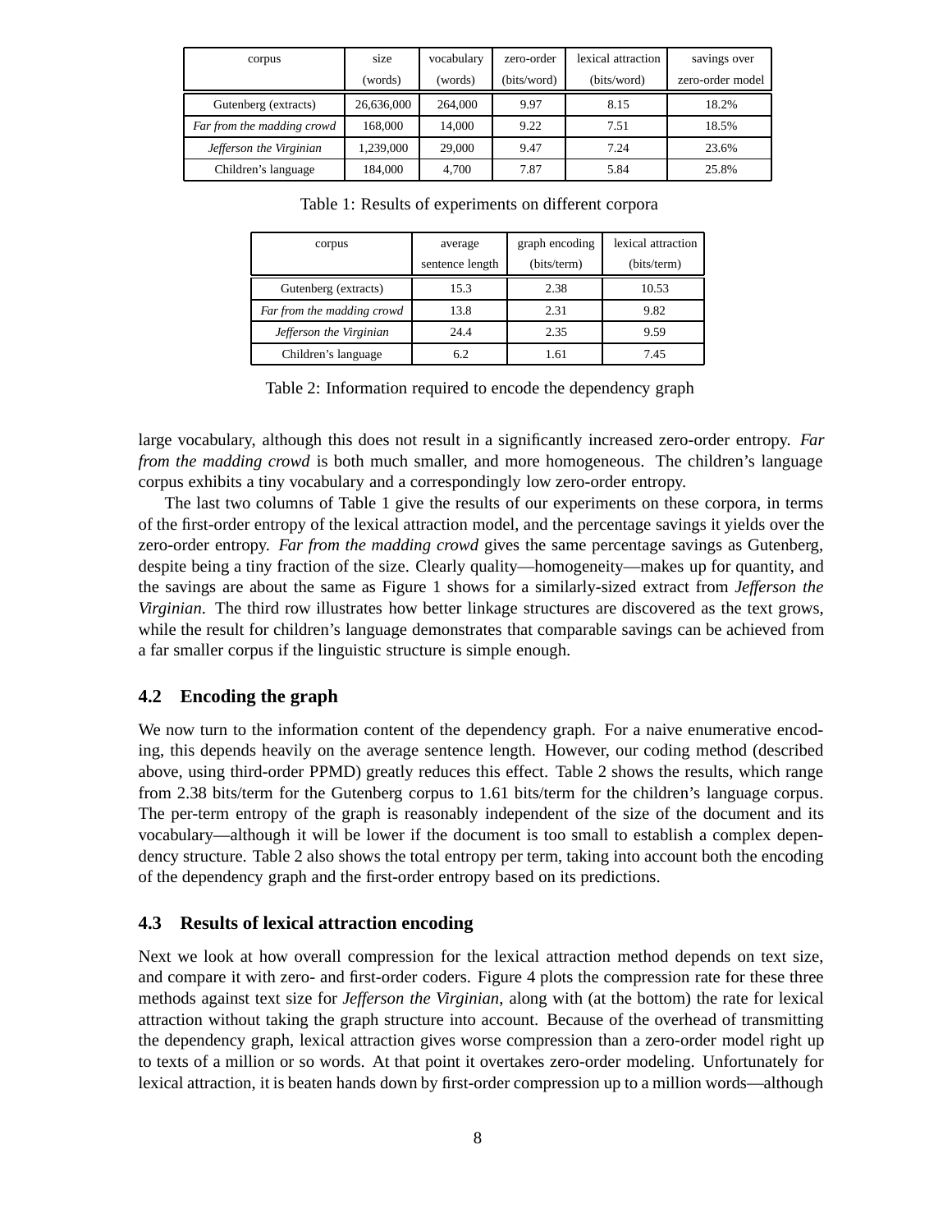| corpus | size (words) | vocabulary (words) | zero-order (bits/word) | lexical attraction (bits/word) | savings over zero-order model |
|---|---|---|---|---|---|
| Gutenberg (extracts) | 26,636,000 | 264,000 | 9.97 | 8.15 | 18.2% |
| *Far from the madding crowd* | 168,000 | 14,000 | 9.22 | 7.51 | 18.5% |
| *Jefferson the Virginian* | 1,239,000 | 29,000 | 9.47 | 7.24 | 23.6% |
| Children's language | 184,000 | 4,700 | 7.87 | 5.84 | 25.8% |

Table 1: Results of experiments on different corpora

| corpus | average sentence length | graph encoding (bits/term) | lexical attraction (bits/term) |
|---|---|---|---|
| Gutenberg (extracts) | 15.3 | 2.38 | 10.53 |
| *Far from the madding crowd* | 13.8 | 2.31 | 9.82 |
| *Jefferson the Virginian* | 24.4 | 2.35 | 9.59 |
| Children's language | 6.2 | 1.61 | 7.45 |

Table 2: Information required to encode the dependency graph

large vocabulary, although this does not result in a significantly increased zero-order entropy. *Far from the madding crowd* is both much smaller, and more homogeneous. The children's language corpus exhibits a tiny vocabulary and a correspondingly low zero-order entropy.

The last two columns of Table 1 give the results of our experiments on these corpora, in terms of the first-order entropy of the lexical attraction model, and the percentage savings it yields over the zero-order entropy. *Far from the madding crowd* gives the same percentage savings as Gutenberg, despite being a tiny fraction of the size. Clearly quality—homogeneity—makes up for quantity, and the savings are about the same as Figure 1 shows for a similarly-sized extract from *Jefferson the Virginian*. The third row illustrates how better linkage structures are discovered as the text grows, while the result for children's language demonstrates that comparable savings can be achieved from a far smaller corpus if the linguistic structure is simple enough.

### 4.2 Encoding the graph

We now turn to the information content of the dependency graph. For a naive enumerative encoding, this depends heavily on the average sentence length. However, our coding method (described above, using third-order PPMD) greatly reduces this effect. Table 2 shows the results, which range from 2.38 bits/term for the Gutenberg corpus to 1.61 bits/term for the children's language corpus. The per-term entropy of the graph is reasonably independent of the size of the document and its vocabulary—although it will be lower if the document is too small to establish a complex dependency structure. Table 2 also shows the total entropy per term, taking into account both the encoding of the dependency graph and the first-order entropy based on its predictions.

### 4.3 Results of lexical attraction encoding

Next we look at how overall compression for the lexical attraction method depends on text size, and compare it with zero- and first-order coders. Figure 4 plots the compression rate for these three methods against text size for *Jefferson the Virginian*, along with (at the bottom) the rate for lexical attraction without taking the graph structure into account. Because of the overhead of transmitting the dependency graph, lexical attraction gives worse compression than a zero-order model right up to texts of a million or so words. At that point it overtakes zero-order modeling. Unfortunately for lexical attraction, it is beaten hands down by first-order compression up to a million words—although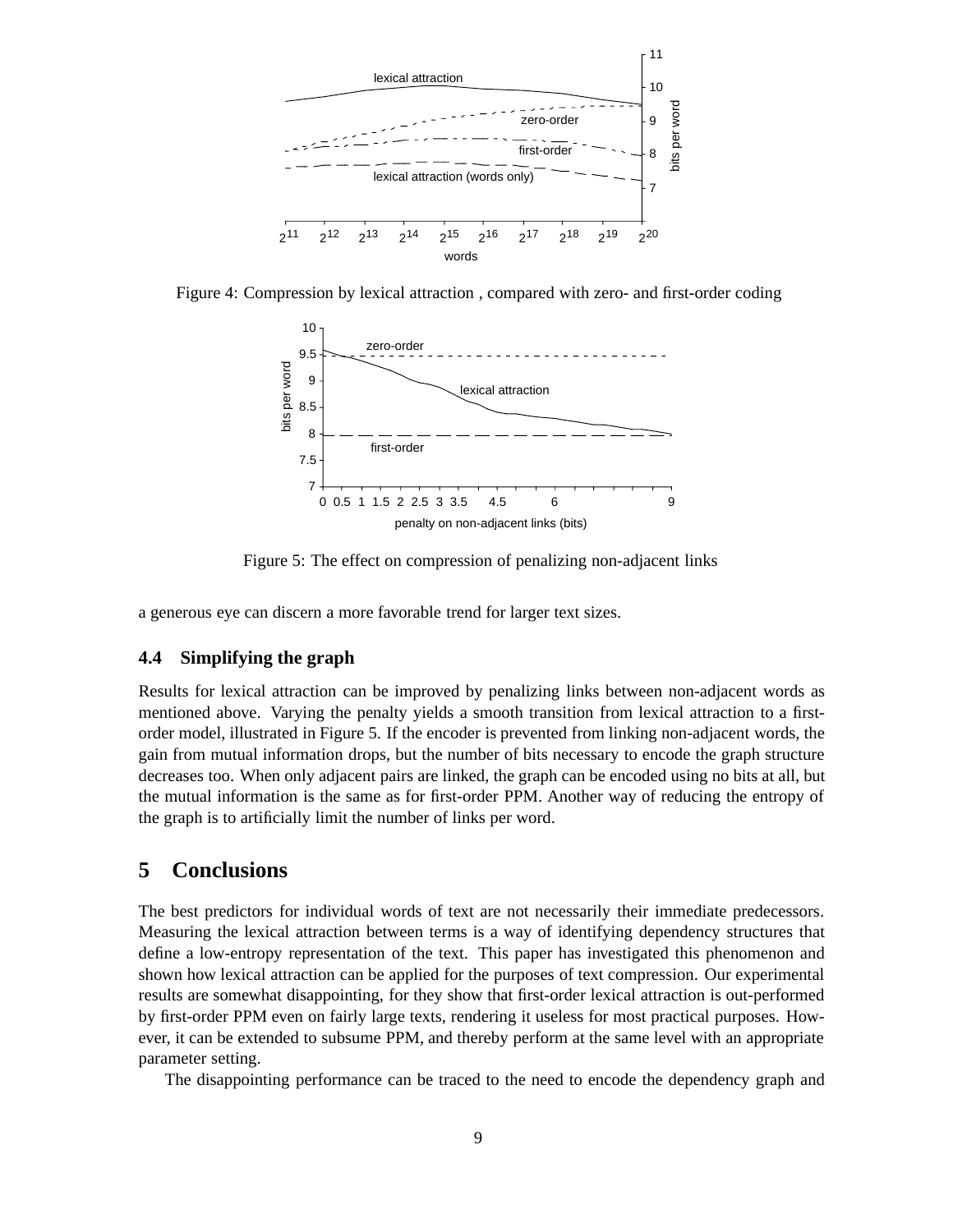Figure 4: Compression by lexical attraction , compared with zero- and first-order coding

Figure 5: The effect on compression of penalizing non-adjacent links

a generous eye can discern a more favorable trend for larger text sizes.

### 4.4 Simplifying the graph

Results for lexical attraction can be improved by penalizing links between non-adjacent words as mentioned above. Varying the penalty yields a smooth transition from lexical attraction to a first-order model, illustrated in Figure 5. If the encoder is prevented from linking non-adjacent words, the gain from mutual information drops, but the number of bits necessary to encode the graph structure decreases too. When only adjacent pairs are linked, the graph can be encoded using no bits at all, but the mutual information is the same as for first-order PPM. Another way of reducing the entropy of the graph is to artificially limit the number of links per word.

## 5 Conclusions

The best predictors for individual words of text are not necessarily their immediate predecessors. Measuring the lexical attraction between terms is a way of identifying dependency structures that define a low-entropy representation of the text. This paper has investigated this phenomenon and shown how lexical attraction can be applied for the purposes of text compression. Our experimental results are somewhat disappointing, for they show that first-order lexical attraction is out-performed by first-order PPM even on fairly large texts, rendering it useless for most practical purposes. However, it can be extended to subsume PPM, and thereby perform at the same level with an appropriate parameter setting.

The disappointing performance can be traced to the need to encode the dependency graph and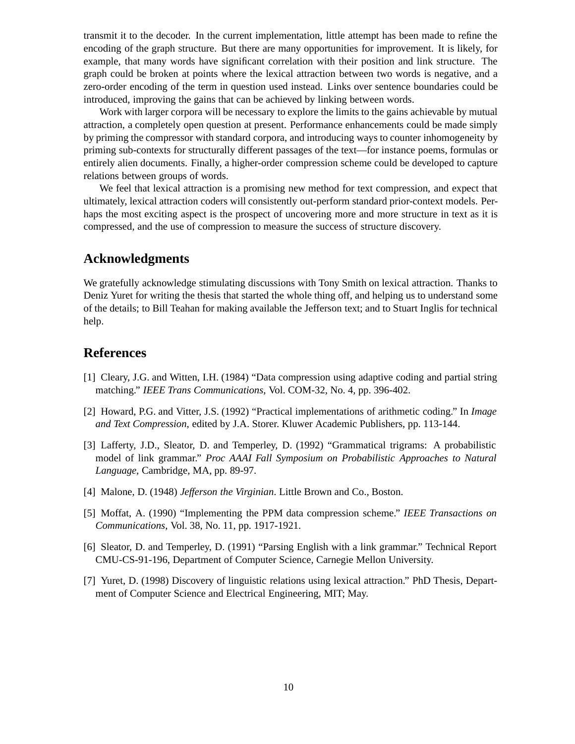transmit it to the decoder. In the current implementation, little attempt has been made to refine the encoding of the graph structure. But there are many opportunities for improvement. It is likely, for example, that many words have significant correlation with their position and link structure. The graph could be broken at points where the lexical attraction between two words is negative, and a zero-order encoding of the term in question used instead. Links over sentence boundaries could be introduced, improving the gains that can be achieved by linking between words.

Work with larger corpora will be necessary to explore the limits to the gains achievable by mutual attraction, a completely open question at present. Performance enhancements could be made simply by priming the compressor with standard corpora, and introducing ways to counter inhomogeneity by priming sub-contexts for structurally different passages of the text—for instance poems, formulas or entirely alien documents. Finally, a higher-order compression scheme could be developed to capture relations between groups of words.

We feel that lexical attraction is a promising new method for text compression, and expect that ultimately, lexical attraction coders will consistently out-perform standard prior-context models. Perhaps the most exciting aspect is the prospect of uncovering more and more structure in text as it is compressed, and the use of compression to measure the success of structure discovery.

## Acknowledgments

We gratefully acknowledge stimulating discussions with Tony Smith on lexical attraction. Thanks to Deniz Yuret for writing the thesis that started the whole thing off, and helping us to understand some of the details; to Bill Teahan for making available the Jefferson text; and to Stuart Inglis for technical help.

## References

[1] Cleary, J.G. and Witten, I.H. (1984) "Data compression using adaptive coding and partial string matching." *IEEE Trans Communications*, Vol. COM-32, No. 4, pp. 396-402.

[2] Howard, P.G. and Vitter, J.S. (1992) "Practical implementations of arithmetic coding." In *Image and Text Compression*, edited by J.A. Storer. Kluwer Academic Publishers, pp. 113-144.

[3] Lafferty, J.D., Sleator, D. and Temperley, D. (1992) "Grammatical trigrams: A probabilistic model of link grammar." *Proc AAAI Fall Symposium on Probabilistic Approaches to Natural Language*, Cambridge, MA, pp. 89-97.

[4] Malone, D. (1948) *Jefferson the Virginian*. Little Brown and Co., Boston.

[5] Moffat, A. (1990) "Implementing the PPM data compression scheme." *IEEE Transactions on Communications*, Vol. 38, No. 11, pp. 1917-1921.

[6] Sleator, D. and Temperley, D. (1991) "Parsing English with a link grammar." Technical Report CMU-CS-91-196, Department of Computer Science, Carnegie Mellon University.

[7] Yuret, D. (1998) Discovery of linguistic relations using lexical attraction." PhD Thesis, Department of Computer Science and Electrical Engineering, MIT; May.